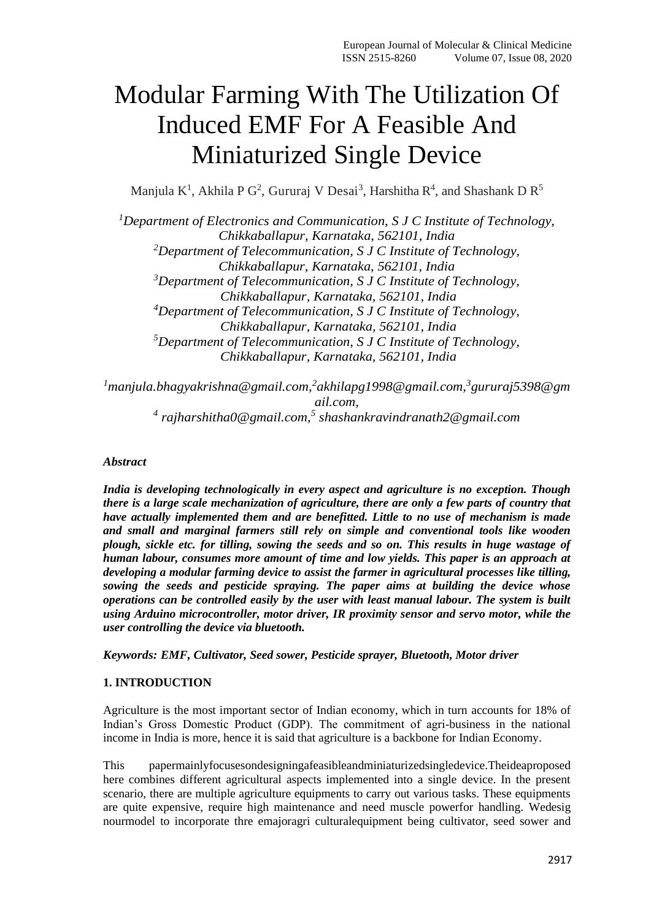# Modular Farming With The Utilization Of Induced EMF For A Feasible And Miniaturized Single Device

Manjula K[1], Akhila P G[2], Gururaj V Desai[3], Harshitha R[4], and Shashank D R[5]

*[1]Department of Electronics and Communication, S J C Institute of Technology, Chikkaballapur, Karnataka, 562101, India*
*[2]Department of Telecommunication, S J C Institute of Technology, Chikkaballapur, Karnataka, 562101, India*
*[3]Department of Telecommunication, S J C Institute of Technology, Chikkaballapur, Karnataka, 562101, India*
*[4]Department of Telecommunication, S J C Institute of Technology, Chikkaballapur, Karnataka, 562101, India*
*[5]Department of Telecommunication, S J C Institute of Technology, Chikkaballapur, Karnataka, 562101, India*

*[1]manjula.bhagyakrishna@gmail.com,[2]akhilapg1998@gmail.com,[3]gururaj5398@gmail.com,*
*[4] rajharshitha0@gmail.com,[5] shashankravindranath2@gmail.com*

***Abstract***

***India is developing technologically in every aspect and agriculture is no exception. Though there is a large scale mechanization of agriculture, there are only a few parts of country that have actually implemented them and are benefitted. Little to no use of mechanism is made and small and marginal farmers still rely on simple and conventional tools like wooden plough, sickle etc. for tilling, sowing the seeds and so on. This results in huge wastage of human labour, consumes more amount of time and low yields. This paper is an approach at developing a modular farming device to assist the farmer in agricultural processes like tilling, sowing the seeds and pesticide spraying. The paper aims at building the device whose operations can be controlled easily by the user with least manual labour. The system is built using Arduino microcontroller, motor driver, IR proximity sensor and servo motor, while the user controlling the device via bluetooth.***

***Keywords: EMF, Cultivator, Seed sower, Pesticide sprayer, Bluetooth, Motor driver***

## 1. INTRODUCTION

Agriculture is the most important sector of Indian economy, which in turn accounts for 18% of Indian's Gross Domestic Product (GDP). The commitment of agri-business in the national income in India is more, hence it is said that agriculture is a backbone for Indian Economy.

This papermainlyfocusesondesigningafeasibleandminiaturizedsingledevice.Theideaproposed here combines different agricultural aspects implemented into a single device. In the present scenario, there are multiple agriculture equipments to carry out various tasks. These equipments are quite expensive, require high maintenance and need muscle powerfor handling. Wedesig nourmodel to incorporate thre emajoragri culturalequipment being cultivator, seed sower and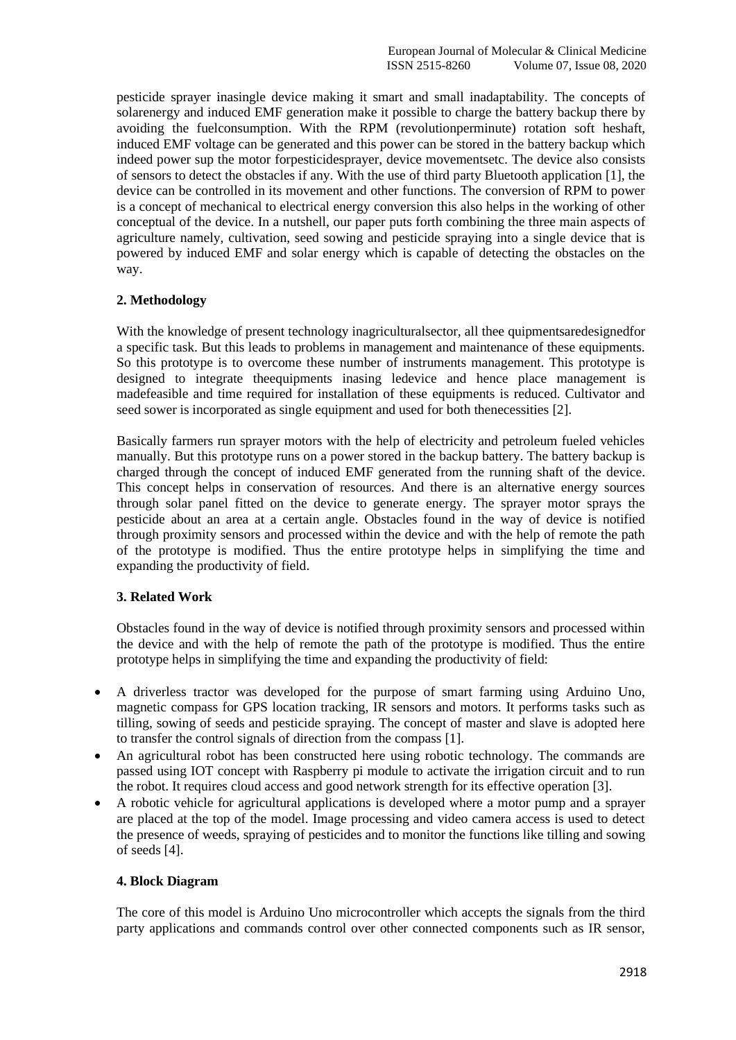pesticide sprayer inasingle device making it smart and small inadaptability. The concepts of solarenergy and induced EMF generation make it possible to charge the battery backup there by avoiding the fuelconsumption. With the RPM (revolutionperminute) rotation soft heshaft, induced EMF voltage can be generated and this power can be stored in the battery backup which indeed power sup the motor forpesticidesprayer, device movementsetc. The device also consists of sensors to detect the obstacles if any. With the use of third party Bluetooth application [1], the device can be controlled in its movement and other functions. The conversion of RPM to power is a concept of mechanical to electrical energy conversion this also helps in the working of other conceptual of the device. In a nutshell, our paper puts forth combining the three main aspects of agriculture namely, cultivation, seed sowing and pesticide spraying into a single device that is powered by induced EMF and solar energy which is capable of detecting the obstacles on the way.

## 2. Methodology

With the knowledge of present technology inagriculturalsector, all thee quipmentsaredesignedfor a specific task. But this leads to problems in management and maintenance of these equipments. So this prototype is to overcome these number of instruments management. This prototype is designed to integrate theequipments inasing ledevice and hence place management is madefeasible and time required for installation of these equipments is reduced. Cultivator and seed sower is incorporated as single equipment and used for both thenecessities [2].

Basically farmers run sprayer motors with the help of electricity and petroleum fueled vehicles manually. But this prototype runs on a power stored in the backup battery. The battery backup is charged through the concept of induced EMF generated from the running shaft of the device. This concept helps in conservation of resources. And there is an alternative energy sources through solar panel fitted on the device to generate energy. The sprayer motor sprays the pesticide about an area at a certain angle. Obstacles found in the way of device is notified through proximity sensors and processed within the device and with the help of remote the path of the prototype is modified. Thus the entire prototype helps in simplifying the time and expanding the productivity of field.

## 3. Related Work

Obstacles found in the way of device is notified through proximity sensors and processed within the device and with the help of remote the path of the prototype is modified. Thus the entire prototype helps in simplifying the time and expanding the productivity of field:

- A driverless tractor was developed for the purpose of smart farming using Arduino Uno, magnetic compass for GPS location tracking, IR sensors and motors. It performs tasks such as tilling, sowing of seeds and pesticide spraying. The concept of master and slave is adopted here to transfer the control signals of direction from the compass [1].
- An agricultural robot has been constructed here using robotic technology. The commands are passed using IOT concept with Raspberry pi module to activate the irrigation circuit and to run the robot. It requires cloud access and good network strength for its effective operation [3].
- A robotic vehicle for agricultural applications is developed where a motor pump and a sprayer are placed at the top of the model. Image processing and video camera access is used to detect the presence of weeds, spraying of pesticides and to monitor the functions like tilling and sowing of seeds [4].

## 4. Block Diagram

The core of this model is Arduino Uno microcontroller which accepts the signals from the third party applications and commands control over other connected components such as IR sensor,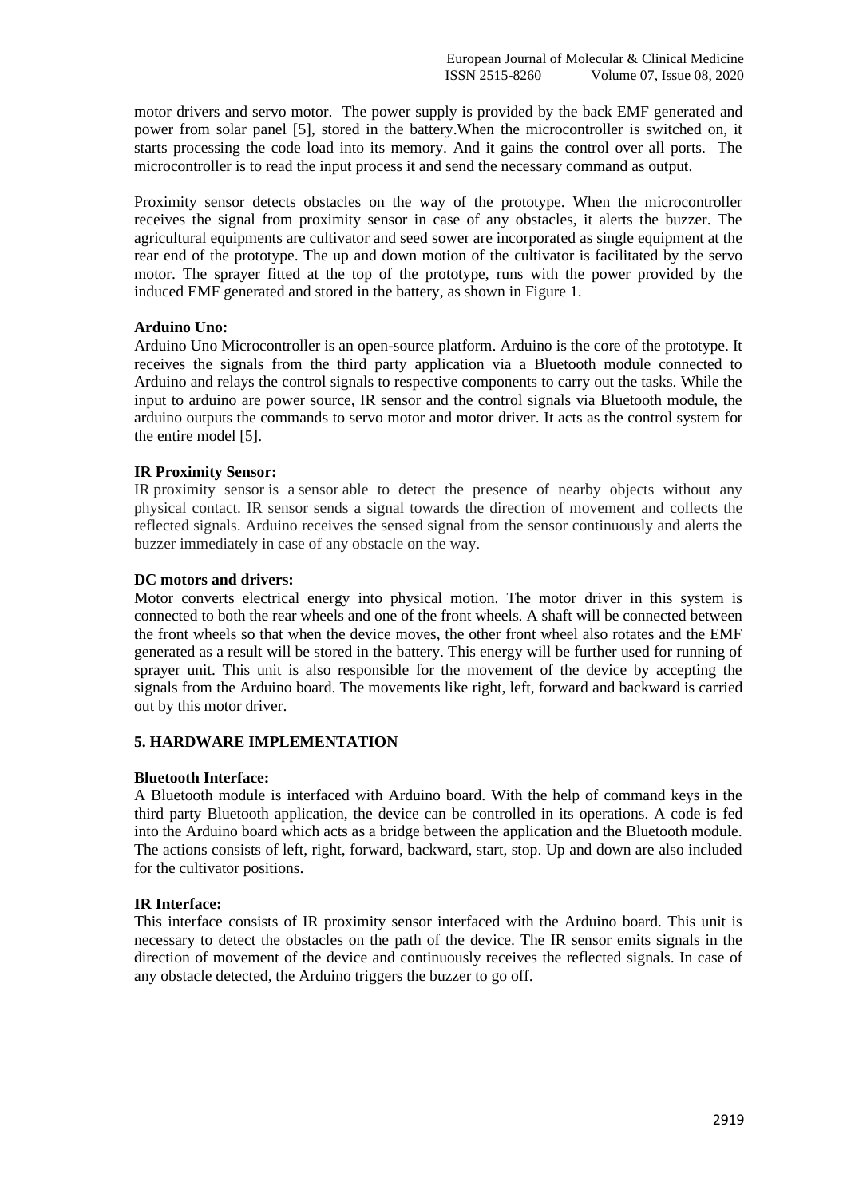motor drivers and servo motor. The power supply is provided by the back EMF generated and power from solar panel [5], stored in the battery.When the microcontroller is switched on, it starts processing the code load into its memory. And it gains the control over all ports. The microcontroller is to read the input process it and send the necessary command as output.

Proximity sensor detects obstacles on the way of the prototype. When the microcontroller receives the signal from proximity sensor in case of any obstacles, it alerts the buzzer. The agricultural equipments are cultivator and seed sower are incorporated as single equipment at the rear end of the prototype. The up and down motion of the cultivator is facilitated by the servo motor. The sprayer fitted at the top of the prototype, runs with the power provided by the induced EMF generated and stored in the battery, as shown in Figure 1.

**Arduino Uno:**

Arduino Uno Microcontroller is an open-source platform. Arduino is the core of the prototype. It receives the signals from the third party application via a Bluetooth module connected to Arduino and relays the control signals to respective components to carry out the tasks. While the input to arduino are power source, IR sensor and the control signals via Bluetooth module, the arduino outputs the commands to servo motor and motor driver. It acts as the control system for the entire model [5].

**IR Proximity Sensor:**

IR proximity sensor is a sensor able to detect the presence of nearby objects without any physical contact. IR sensor sends a signal towards the direction of movement and collects the reflected signals. Arduino receives the sensed signal from the sensor continuously and alerts the buzzer immediately in case of any obstacle on the way.

**DC motors and drivers:**

Motor converts electrical energy into physical motion. The motor driver in this system is connected to both the rear wheels and one of the front wheels. A shaft will be connected between the front wheels so that when the device moves, the other front wheel also rotates and the EMF generated as a result will be stored in the battery. This energy will be further used for running of sprayer unit. This unit is also responsible for the movement of the device by accepting the signals from the Arduino board. The movements like right, left, forward and backward is carried out by this motor driver.

## 5. HARDWARE IMPLEMENTATION

**Bluetooth Interface:**

A Bluetooth module is interfaced with Arduino board. With the help of command keys in the third party Bluetooth application, the device can be controlled in its operations. A code is fed into the Arduino board which acts as a bridge between the application and the Bluetooth module. The actions consists of left, right, forward, backward, start, stop. Up and down are also included for the cultivator positions.

**IR Interface:**

This interface consists of IR proximity sensor interfaced with the Arduino board. This unit is necessary to detect the obstacles on the path of the device. The IR sensor emits signals in the direction of movement of the device and continuously receives the reflected signals. In case of any obstacle detected, the Arduino triggers the buzzer to go off.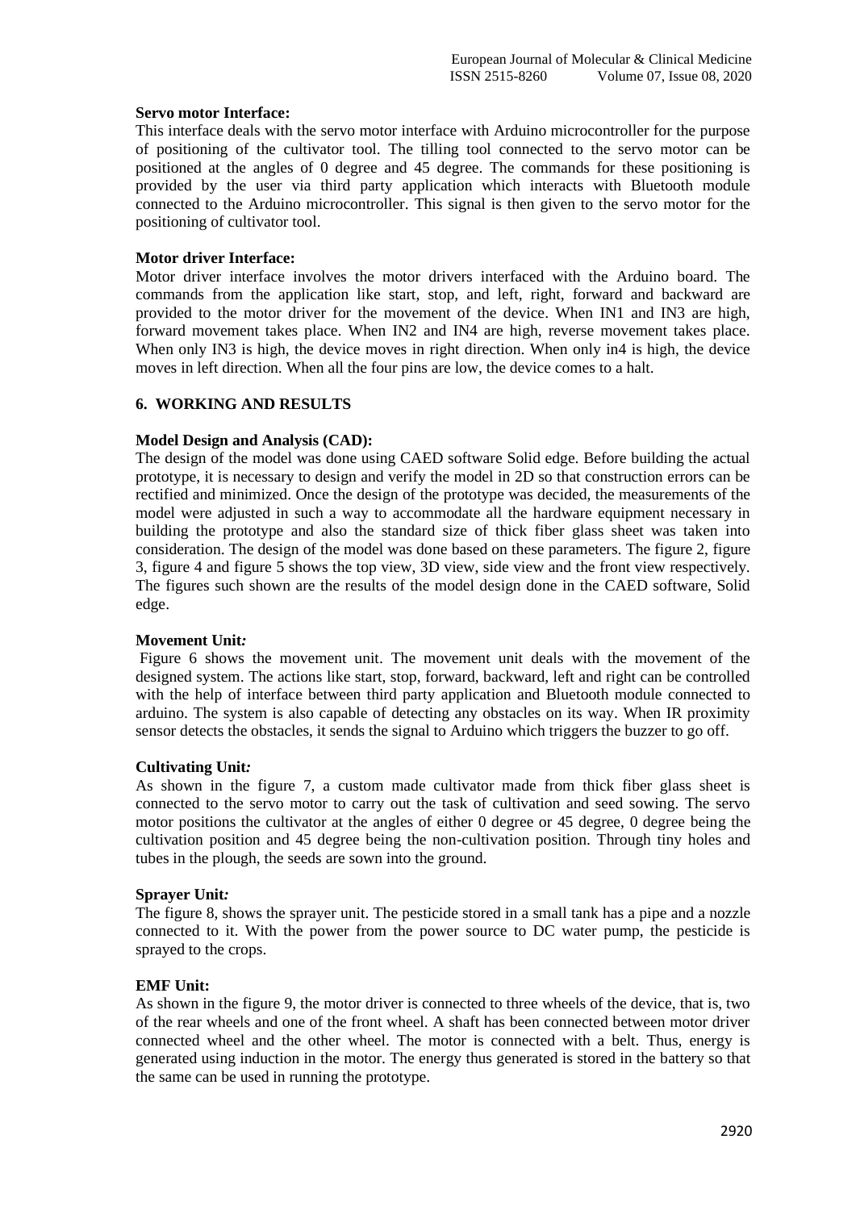**Servo motor Interface:**

This interface deals with the servo motor interface with Arduino microcontroller for the purpose of positioning of the cultivator tool. The tilling tool connected to the servo motor can be positioned at the angles of 0 degree and 45 degree. The commands for these positioning is provided by the user via third party application which interacts with Bluetooth module connected to the Arduino microcontroller. This signal is then given to the servo motor for the positioning of cultivator tool.

**Motor driver Interface:**

Motor driver interface involves the motor drivers interfaced with the Arduino board. The commands from the application like start, stop, and left, right, forward and backward are provided to the motor driver for the movement of the device. When IN1 and IN3 are high, forward movement takes place. When IN2 and IN4 are high, reverse movement takes place. When only IN3 is high, the device moves in right direction. When only in4 is high, the device moves in left direction. When all the four pins are low, the device comes to a halt.

## 6. WORKING AND RESULTS

**Model Design and Analysis (CAD):**

The design of the model was done using CAED software Solid edge. Before building the actual prototype, it is necessary to design and verify the model in 2D so that construction errors can be rectified and minimized. Once the design of the prototype was decided, the measurements of the model were adjusted in such a way to accommodate all the hardware equipment necessary in building the prototype and also the standard size of thick fiber glass sheet was taken into consideration. The design of the model was done based on these parameters. The figure 2, figure 3, figure 4 and figure 5 shows the top view, 3D view, side view and the front view respectively. The figures such shown are the results of the model design done in the CAED software, Solid edge.

**Movement Unit*:***

Figure 6 shows the movement unit. The movement unit deals with the movement of the designed system. The actions like start, stop, forward, backward, left and right can be controlled with the help of interface between third party application and Bluetooth module connected to arduino. The system is also capable of detecting any obstacles on its way. When IR proximity sensor detects the obstacles, it sends the signal to Arduino which triggers the buzzer to go off.

**Cultivating Unit*:***

As shown in the figure 7, a custom made cultivator made from thick fiber glass sheet is connected to the servo motor to carry out the task of cultivation and seed sowing. The servo motor positions the cultivator at the angles of either 0 degree or 45 degree, 0 degree being the cultivation position and 45 degree being the non-cultivation position. Through tiny holes and tubes in the plough, the seeds are sown into the ground.

**Sprayer Unit*:***

The figure 8, shows the sprayer unit. The pesticide stored in a small tank has a pipe and a nozzle connected to it. With the power from the power source to DC water pump, the pesticide is sprayed to the crops.

**EMF Unit:**

As shown in the figure 9, the motor driver is connected to three wheels of the device, that is, two of the rear wheels and one of the front wheel. A shaft has been connected between motor driver connected wheel and the other wheel. The motor is connected with a belt. Thus, energy is generated using induction in the motor. The energy thus generated is stored in the battery so that the same can be used in running the prototype.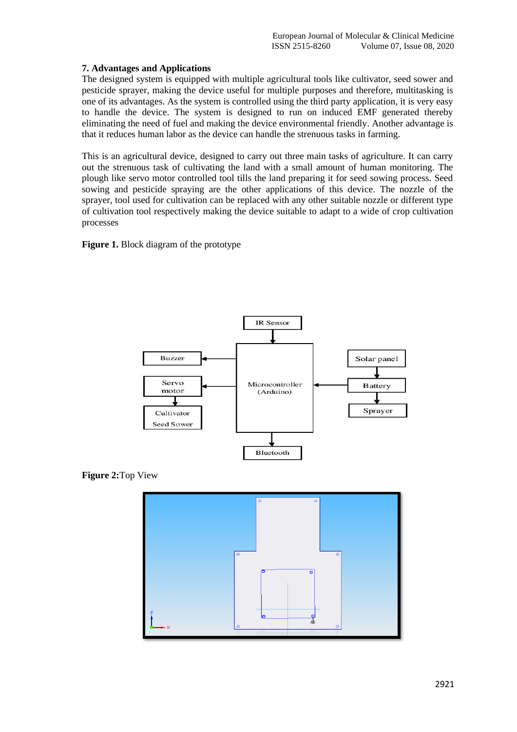## 7. Advantages and Applications

The designed system is equipped with multiple agricultural tools like cultivator, seed sower and pesticide sprayer, making the device useful for multiple purposes and therefore, multitasking is one of its advantages. As the system is controlled using the third party application, it is very easy to handle the device. The system is designed to run on induced EMF generated thereby eliminating the need of fuel and making the device environmental friendly. Another advantage is that it reduces human labor as the device can handle the strenuous tasks in farming.

This is an agricultural device, designed to carry out three main tasks of agriculture. It can carry out the strenuous task of cultivating the land with a small amount of human monitoring. The plough like servo motor controlled tool tills the land preparing it for seed sowing process. Seed sowing and pesticide spraying are the other applications of this device. The nozzle of the sprayer, tool used for cultivation can be replaced with any other suitable nozzle or different type of cultivation tool respectively making the device suitable to adapt to a wide of crop cultivation processes

**Figure 1.** Block diagram of the prototype

**Figure 2:**Top View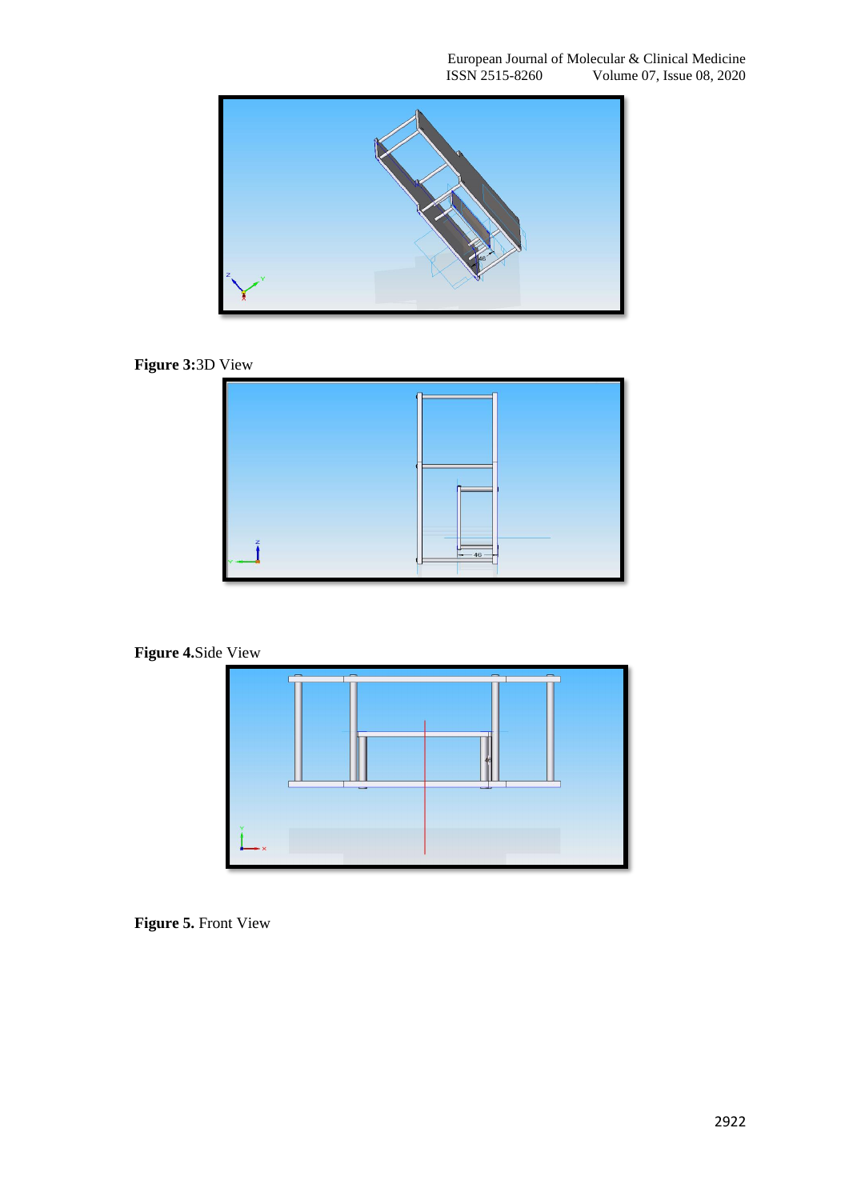**Figure 3:**3D View

**Figure 4.**Side View

**Figure 5.** Front View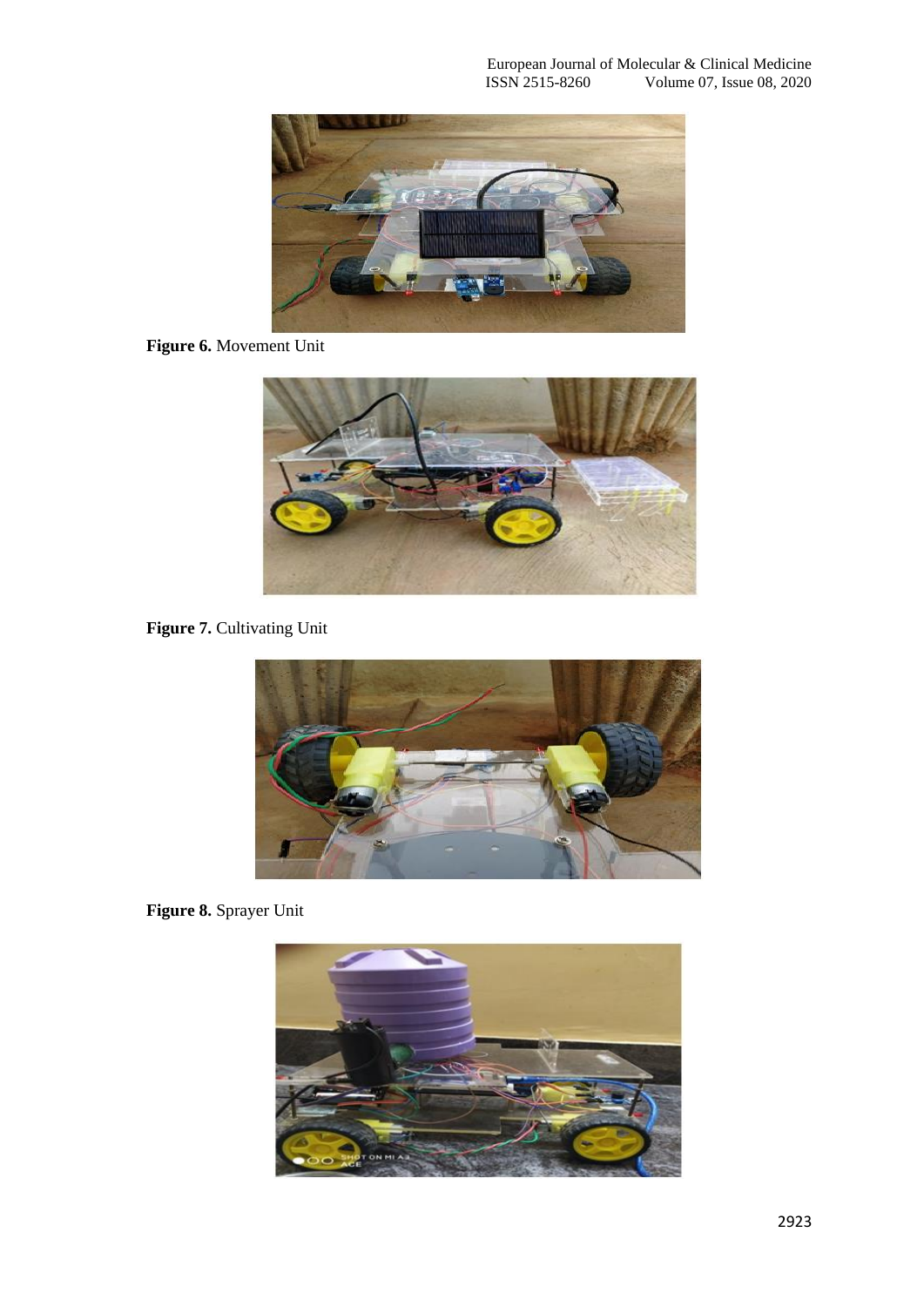**Figure 6.** Movement Unit

**Figure 7.** Cultivating Unit

**Figure 8.** Sprayer Unit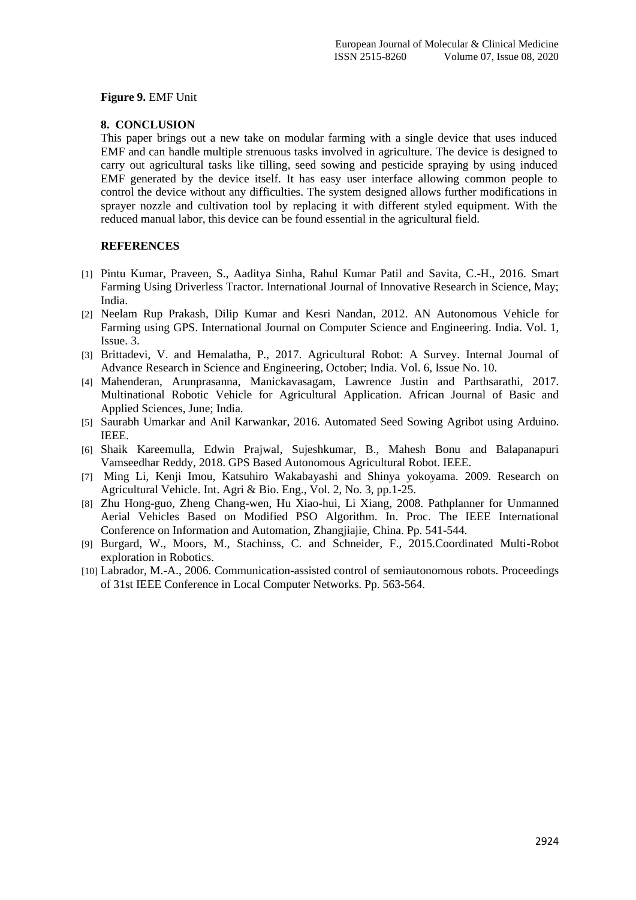**Figure 9.** EMF Unit

## 8. CONCLUSION

This paper brings out a new take on modular farming with a single device that uses induced EMF and can handle multiple strenuous tasks involved in agriculture. The device is designed to carry out agricultural tasks like tilling, seed sowing and pesticide spraying by using induced EMF generated by the device itself. It has easy user interface allowing common people to control the device without any difficulties. The system designed allows further modifications in sprayer nozzle and cultivation tool by replacing it with different styled equipment. With the reduced manual labor, this device can be found essential in the agricultural field.

## REFERENCES

[1] Pintu Kumar, Praveen, S., Aaditya Sinha, Rahul Kumar Patil and Savita, C.-H., 2016. Smart Farming Using Driverless Tractor. International Journal of Innovative Research in Science, May; India.

[2] Neelam Rup Prakash, Dilip Kumar and Kesri Nandan, 2012. AN Autonomous Vehicle for Farming using GPS. International Journal on Computer Science and Engineering. India. Vol. 1, Issue. 3.

[3] Brittadevi, V. and Hemalatha, P., 2017. Agricultural Robot: A Survey. Internal Journal of Advance Research in Science and Engineering, October; India. Vol. 6, Issue No. 10.

[4] Mahenderan, Arunprasanna, Manickavasagam, Lawrence Justin and Parthsarathi, 2017. Multinational Robotic Vehicle for Agricultural Application. African Journal of Basic and Applied Sciences, June; India.

[5] Saurabh Umarkar and Anil Karwankar, 2016. Automated Seed Sowing Agribot using Arduino. IEEE.

[6] Shaik Kareemulla, Edwin Prajwal, Sujeshkumar, B., Mahesh Bonu and Balapanapuri Vamseedhar Reddy, 2018. GPS Based Autonomous Agricultural Robot. IEEE.

[7] Ming Li, Kenji Imou, Katsuhiro Wakabayashi and Shinya yokoyama. 2009. Research on Agricultural Vehicle. Int. Agri & Bio. Eng., Vol. 2, No. 3, pp.1-25.

[8] Zhu Hong-guo, Zheng Chang-wen, Hu Xiao-hui, Li Xiang, 2008. Pathplanner for Unmanned Aerial Vehicles Based on Modified PSO Algorithm. In. Proc. The IEEE International Conference on Information and Automation, Zhangjiajie, China. Pp. 541-544.

[9] Burgard, W., Moors, M., Stachinss, C. and Schneider, F., 2015.Coordinated Multi-Robot exploration in Robotics.

[10] Labrador, M.-A., 2006. Communication-assisted control of semiautonomous robots. Proceedings of 31st IEEE Conference in Local Computer Networks. Pp. 563-564.